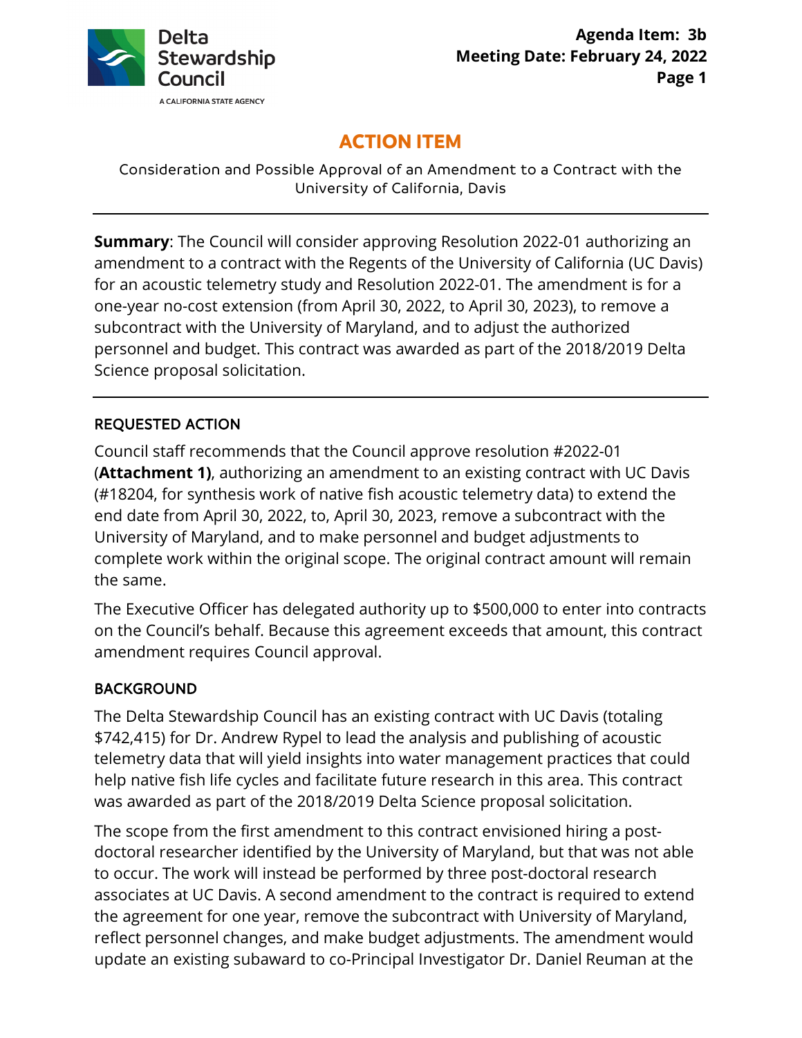Delta Stewardship Council

A CALIFORNIA STATE AGENCY

**Agenda Item: 3b**
**Meeting Date: February 24, 2022**

# ACTION ITEM

Consideration and Possible Approval of an Amendment to a Contract with the University of California, Davis

---

**Summary**: The Council will consider approving Resolution 2022-01 authorizing an amendment to a contract with the Regents of the University of California (UC Davis) for an acoustic telemetry study and Resolution 2022-01. The amendment is for a one-year no-cost extension (from April 30, 2022, to April 30, 2023), to remove a subcontract with the University of Maryland, and to adjust the authorized personnel and budget. This contract was awarded as part of the 2018/2019 Delta Science proposal solicitation.

---

## REQUESTED ACTION

Council staff recommends that the Council approve resolution #2022-01 (**Attachment 1)**, authorizing an amendment to an existing contract with UC Davis (#18204, for synthesis work of native fish acoustic telemetry data) to extend the end date from April 30, 2022, to, April 30, 2023, remove a subcontract with the University of Maryland, and to make personnel and budget adjustments to complete work within the original scope. The original contract amount will remain the same.

The Executive Officer has delegated authority up to $500,000 to enter into contracts on the Council's behalf. Because this agreement exceeds that amount, this contract amendment requires Council approval.

## BACKGROUND

The Delta Stewardship Council has an existing contract with UC Davis (totaling $742,415) for Dr. Andrew Rypel to lead the analysis and publishing of acoustic telemetry data that will yield insights into water management practices that could help native fish life cycles and facilitate future research in this area. This contract was awarded as part of the 2018/2019 Delta Science proposal solicitation.

The scope from the first amendment to this contract envisioned hiring a post-doctoral researcher identified by the University of Maryland, but that was not able to occur. The work will instead be performed by three post-doctoral research associates at UC Davis. A second amendment to the contract is required to extend the agreement for one year, remove the subcontract with University of Maryland, reflect personnel changes, and make budget adjustments. The amendment would update an existing subaward to co-Principal Investigator Dr. Daniel Reuman at the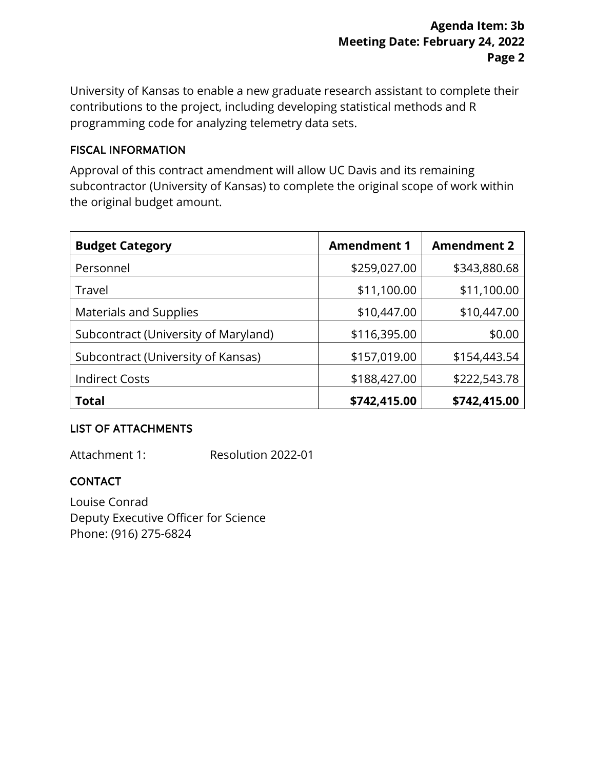University of Kansas to enable a new graduate research assistant to complete their contributions to the project, including developing statistical methods and R programming code for analyzing telemetry data sets.

## FISCAL INFORMATION

Approval of this contract amendment will allow UC Davis and its remaining subcontractor (University of Kansas) to complete the original scope of work within the original budget amount.

| Budget Category | Amendment 1 | Amendment 2 |
|---|---:|---:|
| Personnel | $259,027.00 | $343,880.68 |
| Travel | $11,100.00 | $11,100.00 |
| Materials and Supplies | $10,447.00 | $10,447.00 |
| Subcontract (University of Maryland) | $116,395.00 | $0.00 |
| Subcontract (University of Kansas) | $157,019.00 | $154,443.54 |
| Indirect Costs | $188,427.00 | $222,543.78 |
| **Total** | **$742,415.00** | **$742,415.00** |

## LIST OF ATTACHMENTS

Attachment 1: Resolution 2022-01

## CONTACT

Louise Conrad
Deputy Executive Officer for Science
Phone: (916) 275-6824